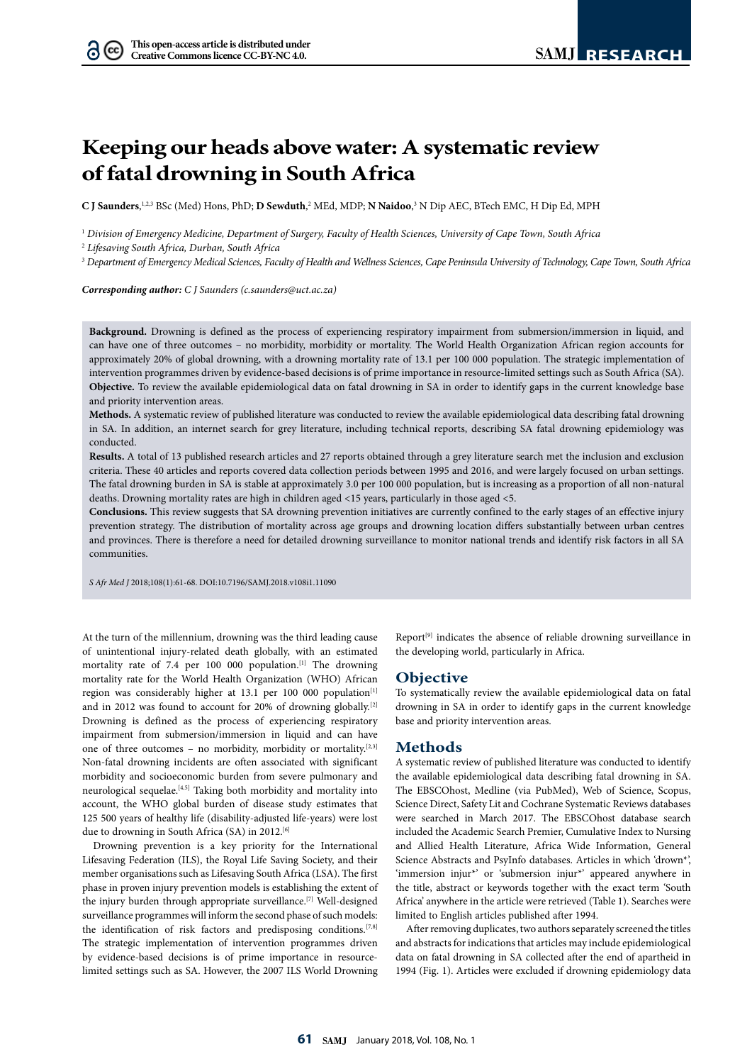# Keeping our heads above water: A systematic review of fatal drowning in South Africa

**C J Saunders**,[1,2,3] BSc (Med) Hons, PhD; **D Sewduth**,[2] MEd, MDP; **N Naidoo**,[3] N Dip AEC, BTech EMC, H Dip Ed, MPH

[1] *Division of Emergency Medicine, Department of Surgery, Faculty of Health Sciences, University of Cape Town, South Africa*

[2] *Lifesaving South Africa, Durban, South Africa*

[3] *Department of Emergency Medical Sciences, Faculty of Health and Wellness Sciences, Cape Peninsula University of Technology, Cape Town, South Africa*

***Corresponding author:** C J Saunders (c.saunders@uct.ac.za)*

**Background.** Drowning is defined as the process of experiencing respiratory impairment from submersion/immersion in liquid, and can have one of three outcomes – no morbidity, morbidity or mortality. The World Health Organization African region accounts for approximately 20% of global drowning, with a drowning mortality rate of 13.1 per 100 000 population. The strategic implementation of intervention programmes driven by evidence-based decisions is of prime importance in resource-limited settings such as South Africa (SA).

**Objective.** To review the available epidemiological data on fatal drowning in SA in order to identify gaps in the current knowledge base and priority intervention areas.

**Methods.** A systematic review of published literature was conducted to review the available epidemiological data describing fatal drowning in SA. In addition, an internet search for grey literature, including technical reports, describing SA fatal drowning epidemiology was conducted.

**Results.** A total of 13 published research articles and 27 reports obtained through a grey literature search met the inclusion and exclusion criteria. These 40 articles and reports covered data collection periods between 1995 and 2016, and were largely focused on urban settings. The fatal drowning burden in SA is stable at approximately 3.0 per 100 000 population, but is increasing as a proportion of all non-natural deaths. Drowning mortality rates are high in children aged <15 years, particularly in those aged <5.

**Conclusions.** This review suggests that SA drowning prevention initiatives are currently confined to the early stages of an effective injury prevention strategy. The distribution of mortality across age groups and drowning location differs substantially between urban centres and provinces. There is therefore a need for detailed drowning surveillance to monitor national trends and identify risk factors in all SA communities.

*S Afr Med J* 2018;108(1):61-68. DOI:10.7196/SAMJ.2018.v108i1.11090

At the turn of the millennium, drowning was the third leading cause of unintentional injury-related death globally, with an estimated mortality rate of 7.4 per 100 000 population.[1] The drowning mortality rate for the World Health Organization (WHO) African region was considerably higher at 13.1 per 100 000 population[1] and in 2012 was found to account for 20% of drowning globally.[2] Drowning is defined as the process of experiencing respiratory impairment from submersion/immersion in liquid and can have one of three outcomes – no morbidity, morbidity or mortality.[2,3] Non-fatal drowning incidents are often associated with significant morbidity and socioeconomic burden from severe pulmonary and neurological sequelae.[4,5] Taking both morbidity and mortality into account, the WHO global burden of disease study estimates that 125 500 years of healthy life (disability-adjusted life-years) were lost due to drowning in South Africa (SA) in 2012.[6]

Drowning prevention is a key priority for the International Lifesaving Federation (ILS), the Royal Life Saving Society, and their member organisations such as Lifesaving South Africa (LSA). The first phase in proven injury prevention models is establishing the extent of the injury burden through appropriate surveillance.[7] Well-designed surveillance programmes will inform the second phase of such models: the identification of risk factors and predisposing conditions.[7,8] The strategic implementation of intervention programmes driven by evidence-based decisions is of prime importance in resource-limited settings such as SA. However, the 2007 ILS World Drowning Report[9] indicates the absence of reliable drowning surveillance in the developing world, particularly in Africa.

## Objective

To systematically review the available epidemiological data on fatal drowning in SA in order to identify gaps in the current knowledge base and priority intervention areas.

## Methods

A systematic review of published literature was conducted to identify the available epidemiological data describing fatal drowning in SA. The EBSCOhost, Medline (via PubMed), Web of Science, Scopus, Science Direct, Safety Lit and Cochrane Systematic Reviews databases were searched in March 2017. The EBSCOhost database search included the Academic Search Premier, Cumulative Index to Nursing and Allied Health Literature, Africa Wide Information, General Science Abstracts and PsyInfo databases. Articles in which 'drown*', 'immersion injur*' or 'submersion injur*' appeared anywhere in the title, abstract or keywords together with the exact term 'South Africa' anywhere in the article were retrieved (Table 1). Searches were limited to English articles published after 1994.

After removing duplicates, two authors separately screened the titles and abstracts for indications that articles may include epidemiological data on fatal drowning in SA collected after the end of apartheid in 1994 (Fig. 1). Articles were excluded if drowning epidemiology data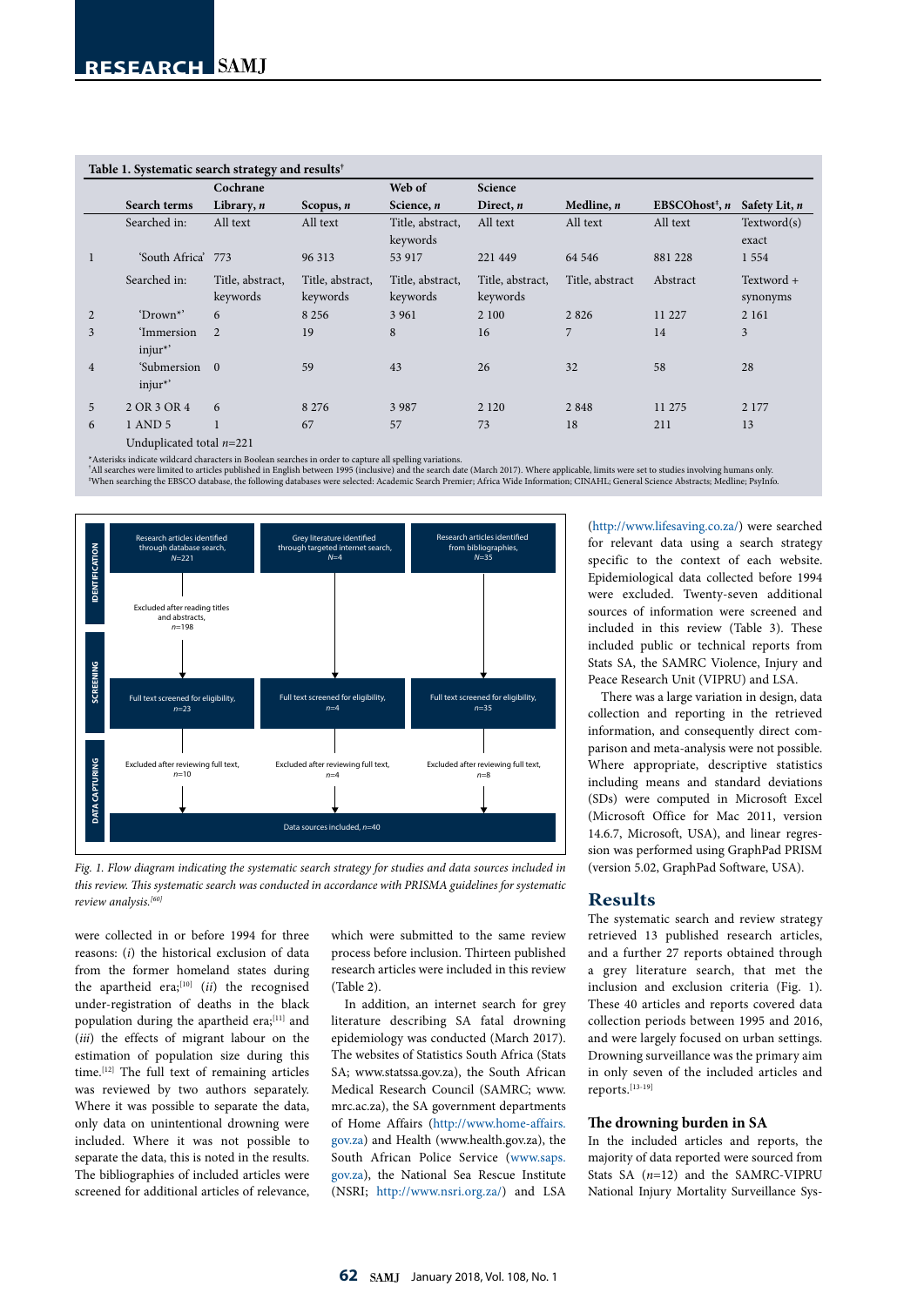**Table 1. Systematic search strategy and results†**

| | Search terms | Cochrane Library, *n* | Scopus, *n* | Web of Science, *n* | Science Direct, *n* | Medline, *n* | EBSCOhost‡, *n* | Safety Lit, *n* |
|---|---|---|---|---|---|---|---|---|
| | Searched in: | All text | All text | Title, abstract, keywords | All text | All text | All text | Textword(s) exact |
| 1 | 'South Africa' | 773 | 96 313 | 53 917 | 221 449 | 64 546 | 881 228 | 1 554 |
| | Searched in: | Title, abstract, keywords | Title, abstract, keywords | Title, abstract, keywords | Title, abstract, keywords | Title, abstract | Abstract | Textword + synonyms |
| 2 | 'Drown*' | 6 | 8 256 | 3 961 | 2 100 | 2 826 | 11 227 | 2 161 |
| 3 | 'Immersion injur*' | 2 | 19 | 8 | 16 | 7 | 14 | 3 |
| 4 | 'Submersion injur*' | 0 | 59 | 43 | 26 | 32 | 58 | 28 |
| 5 | 2 OR 3 OR 4 | 6 | 8 276 | 3 987 | 2 120 | 2 848 | 11 275 | 2 177 |
| 6 | 1 AND 5 | 1 | 67 | 57 | 73 | 18 | 211 | 13 |
| | Unduplicated total *n*=221 | | | | | | | |

*Asterisks indicate wildcard characters in Boolean searches in order to capture all spelling variations.
†All searches were limited to articles published in English between 1995 (inclusive) and the search date (March 2017). Where applicable, limits were set to studies involving humans only.
‡When searching the EBSCO database, the following databases were selected: Academic Search Premier; Africa Wide Information; CINAHL; General Science Abstracts; Medline; PsycInfo.

*Fig. 1. Flow diagram indicating the systematic search strategy for studies and data sources included in this review. This systematic search was conducted in accordance with PRISMA guidelines for systematic review analysis.*[60]

were collected in or before 1994 for three reasons: (*i*) the historical exclusion of data from the former homeland states during the apartheid era;[10] (*ii*) the recognised under-registration of deaths in the black population during the apartheid era;[11] and (*iii*) the effects of migrant labour on the estimation of population size during this time.[12] The full text of remaining articles was reviewed by two authors separately. Where it was possible to separate the data, only data on unintentional drowning were included. Where it was not possible to separate the data, this is noted in the results. The bibliographies of included articles were screened for additional articles of relevance, which were submitted to the same review process before inclusion. Thirteen published research articles were included in this review (Table 2).

In addition, an internet search for grey literature describing SA fatal drowning epidemiology was conducted (March 2017). The websites of Statistics South Africa (Stats SA; www.statssa.gov.za), the South African Medical Research Council (SAMRC; www.mrc.ac.za), the SA government departments of Home Affairs (http://www.home-affairs.gov.za) and Health (www.health.gov.za), the South African Police Service (www.saps.gov.za), the National Sea Rescue Institute (NSRI; http://www.nsri.org.za/) and LSA (http://www.lifesaving.co.za/) were searched for relevant data using a search strategy specific to the context of each website. Epidemiological data collected before 1994 were excluded. Twenty-seven additional sources of information were screened and included in this review (Table 3). These included public or technical reports from Stats SA, the SAMRC Violence, Injury and Peace Research Unit (VIPRU) and LSA.

There was a large variation in design, data collection and reporting in the retrieved information, and consequently direct comparison and meta-analysis were not possible. Where appropriate, descriptive statistics including means and standard deviations (SDs) were computed in Microsoft Excel (Microsoft Office for Mac 2011, version 14.6.7, Microsoft, USA), and linear regression was performed using GraphPad PRISM (version 5.02, GraphPad Software, USA).

## Results

The systematic search and review strategy retrieved 13 published research articles, and a further 27 reports obtained through a grey literature search, that met the inclusion and exclusion criteria (Fig. 1). These 40 articles and reports covered data collection periods between 1995 and 2016, and were largely focused on urban settings. Drowning surveillance was the primary aim in only seven of the included articles and reports.[13-19]

### The drowning burden in SA

In the included articles and reports, the majority of data reported were sourced from Stats SA (*n*=12) and the SAMRC-VIPRU National Injury Mortality Surveillance Sys-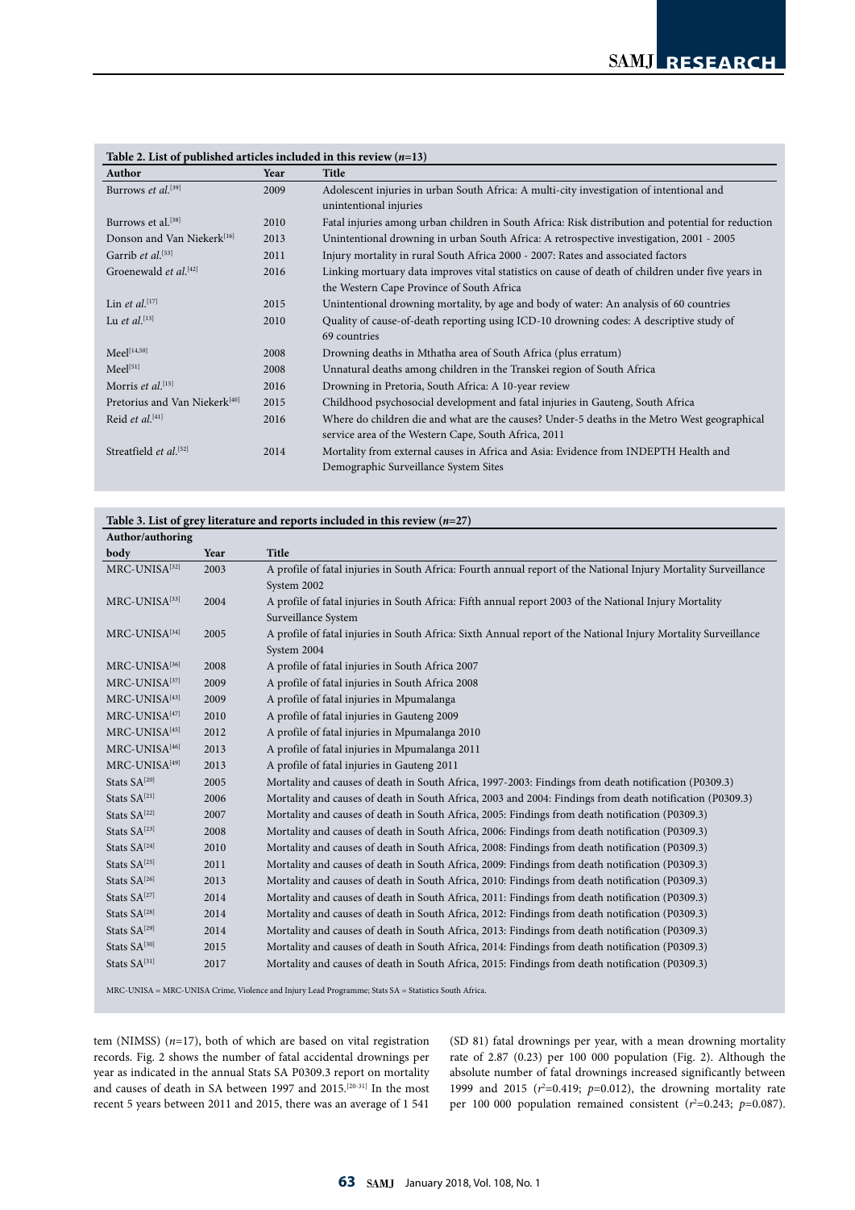**Table 2. List of published articles included in this review (*n*=13)**

| Author | Year | Title |
|---|---|---|
| Burrows *et al.*[39] | 2009 | Adolescent injuries in urban South Africa: A multi-city investigation of intentional and unintentional injuries |
| Burrows et al.[38] | 2010 | Fatal injuries among urban children in South Africa: Risk distribution and potential for reduction |
| Donson and Van Niekerk[16] | 2013 | Unintentional drowning in urban South Africa: A retrospective investigation, 2001 - 2005 |
| Garrib *et al.*[53] | 2011 | Injury mortality in rural South Africa 2000 - 2007: Rates and associated factors |
| Groenewald *et al.*[42] | 2016 | Linking mortuary data improves vital statistics on cause of death of children under five years in the Western Cape Province of South Africa |
| Lin *et al.*[17] | 2015 | Unintentional drowning mortality, by age and body of water: An analysis of 60 countries |
| Lu *et al.*[13] | 2010 | Quality of cause-of-death reporting using ICD-10 drowning codes: A descriptive study of 69 countries |
| Meel[14,50] | 2008 | Drowning deaths in Mthatha area of South Africa (plus erratum) |
| Meel[51] | 2008 | Unnatural deaths among children in the Transkei region of South Africa |
| Morris *et al.*[15] | 2016 | Drowning in Pretoria, South Africa: A 10-year review |
| Pretorius and Van Niekerk[40] | 2015 | Childhood psychosocial development and fatal injuries in Gauteng, South Africa |
| Reid *et al.*[41] | 2016 | Where do children die and what are the causes? Under-5 deaths in the Metro West geographical service area of the Western Cape, South Africa, 2011 |
| Streatfield *et al.*[52] | 2014 | Mortality from external causes in Africa and Asia: Evidence from INDEPTH Health and Demographic Surveillance System Sites |

**Table 3. List of grey literature and reports included in this review (*n*=27)**

| Author/authoring body | Year | Title |
|---|---|---|
| MRC-UNISA[32] | 2003 | A profile of fatal injuries in South Africa: Fourth annual report of the National Injury Mortality Surveillance System 2002 |
| MRC-UNISA[33] | 2004 | A profile of fatal injuries in South Africa: Fifth annual report 2003 of the National Injury Mortality Surveillance System |
| MRC-UNISA[34] | 2005 | A profile of fatal injuries in South Africa: Sixth Annual report of the National Injury Mortality Surveillance System 2004 |
| MRC-UNISA[36] | 2008 | A profile of fatal injuries in South Africa 2007 |
| MRC-UNISA[37] | 2009 | A profile of fatal injuries in South Africa 2008 |
| MRC-UNISA[43] | 2009 | A profile of fatal injuries in Mpumalanga |
| MRC-UNISA[47] | 2010 | A profile of fatal injuries in Gauteng 2009 |
| MRC-UNISA[45] | 2012 | A profile of fatal injuries in Mpumalanga 2010 |
| MRC-UNISA[46] | 2013 | A profile of fatal injuries in Mpumalanga 2011 |
| MRC-UNISA[49] | 2013 | A profile of fatal injuries in Gauteng 2011 |
| Stats SA[20] | 2005 | Mortality and causes of death in South Africa, 1997-2003: Findings from death notification (P0309.3) |
| Stats SA[21] | 2006 | Mortality and causes of death in South Africa, 2003 and 2004: Findings from death notification (P0309.3) |
| Stats SA[22] | 2007 | Mortality and causes of death in South Africa, 2005: Findings from death notification (P0309.3) |
| Stats SA[23] | 2008 | Mortality and causes of death in South Africa, 2006: Findings from death notification (P0309.3) |
| Stats SA[24] | 2010 | Mortality and causes of death in South Africa, 2008: Findings from death notification (P0309.3) |
| Stats SA[25] | 2011 | Mortality and causes of death in South Africa, 2009: Findings from death notification (P0309.3) |
| Stats SA[26] | 2013 | Mortality and causes of death in South Africa, 2010: Findings from death notification (P0309.3) |
| Stats SA[27] | 2014 | Mortality and causes of death in South Africa, 2011: Findings from death notification (P0309.3) |
| Stats SA[28] | 2014 | Mortality and causes of death in South Africa, 2012: Findings from death notification (P0309.3) |
| Stats SA[29] | 2014 | Mortality and causes of death in South Africa, 2013: Findings from death notification (P0309.3) |
| Stats SA[30] | 2015 | Mortality and causes of death in South Africa, 2014: Findings from death notification (P0309.3) |
| Stats SA[31] | 2017 | Mortality and causes of death in South Africa, 2015: Findings from death notification (P0309.3) |

MRC-UNISA = MRC-UNISA Crime, Violence and Injury Lead Programme; Stats SA = Statistics South Africa.

tem (NIMSS) (*n*=17), both of which are based on vital registration records. Fig. 2 shows the number of fatal accidental drownings per year as indicated in the annual Stats SA P0309.3 report on mortality and causes of death in SA between 1997 and 2015.[20-31] In the most recent 5 years between 2011 and 2015, there was an average of 1 541 (SD 81) fatal drownings per year, with a mean drowning mortality rate of 2.87 (0.23) per 100 000 population (Fig. 2). Although the absolute number of fatal drownings increased significantly between 1999 and 2015 ($r^2$=0.419; $p$=0.012), the drowning mortality rate per 100 000 population remained consistent ($r^2$=0.243; $p$=0.087).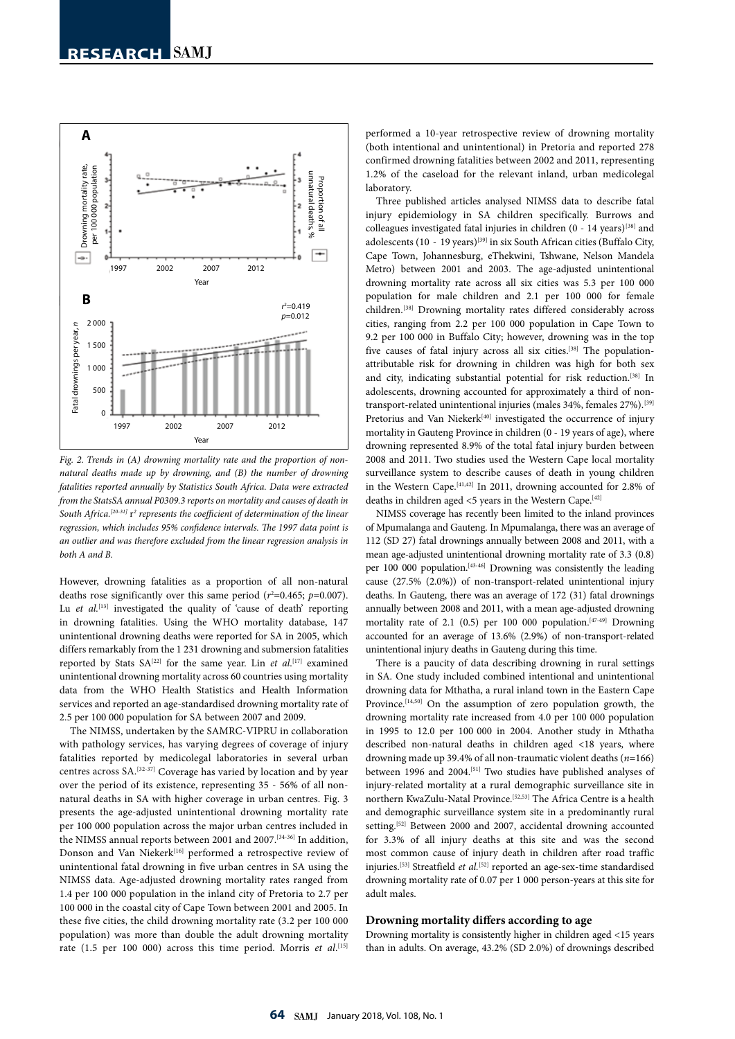Fig. 2. Trends in (A) drowning mortality rate and the proportion of non-natural deaths made up by drowning, and (B) the number of drowning fatalities reported annually by Statistics South Africa. Data were extracted from the StatsSA annual P0309.3 reports on mortality and causes of death in South Africa.[20-31] $r^2$ represents the coefficient of determination of the linear regression, which includes 95% confidence intervals. The 1997 data point is an outlier and was therefore excluded from the linear regression analysis in both A and B.

However, drowning fatalities as a proportion of all non-natural deaths rose significantly over this same period ($r^2$=0.465; $p$=0.007). Lu *et al.*[13] investigated the quality of 'cause of death' reporting in drowning fatalities. Using the WHO mortality database, 147 unintentional drowning deaths were reported for SA in 2005, which differs remarkably from the 1 231 drowning and submersion fatalities reported by Stats SA[22] for the same year. Lin *et al.*[17] examined unintentional drowning mortality across 60 countries using mortality data from the WHO Health Statistics and Health Information services and reported an age-standardised drowning mortality rate of 2.5 per 100 000 population for SA between 2007 and 2009.

The NIMSS, undertaken by the SAMRC-VIPRU in collaboration with pathology services, has varying degrees of coverage of injury fatalities reported by medicolegal laboratories in several urban centres across SA.[32-37] Coverage has varied by location and by year over the period of its existence, representing 35 - 56% of all non-natural deaths in SA with higher coverage in urban centres. Fig. 3 presents the age-adjusted unintentional drowning mortality rate per 100 000 population across the major urban centres included in the NIMSS annual reports between 2001 and 2007.[34-36] In addition, Donson and Van Niekerk[16] performed a retrospective review of unintentional fatal drowning in five urban centres in SA using the NIMSS data. Age-adjusted drowning mortality rates ranged from 1.4 per 100 000 population in the inland city of Pretoria to 2.7 per 100 000 in the coastal city of Cape Town between 2001 and 2005. In these five cities, the child drowning mortality rate (3.2 per 100 000 population) was more than double the adult drowning mortality rate (1.5 per 100 000) across this time period. Morris *et al.*[15] performed a 10-year retrospective review of drowning mortality (both intentional and unintentional) in Pretoria and reported 278 confirmed drowning fatalities between 2002 and 2011, representing 1.2% of the caseload for the relevant inland, urban medicolegal laboratory.

Three published articles analysed NIMSS data to describe fatal injury epidemiology in SA children specifically. Burrows and colleagues investigated fatal injuries in children (0 - 14 years)[38] and adolescents (10 - 19 years)[39] in six South African cities (Buffalo City, Cape Town, Johannesburg, eThekwini, Tshwane, Nelson Mandela Metro) between 2001 and 2003. The age-adjusted unintentional drowning mortality rate across all six cities was 5.3 per 100 000 population for male children and 2.1 per 100 000 for female children.[38] Drowning mortality rates differed considerably across cities, ranging from 2.2 per 100 000 population in Cape Town to 9.2 per 100 000 in Buffalo City; however, drowning was in the top five causes of fatal injury across all six cities.[38] The population-attributable risk for drowning in children was high for both sex and city, indicating substantial potential for risk reduction.[38] In adolescents, drowning accounted for approximately a third of non-transport-related unintentional injuries (males 34%, females 27%).[39] Pretorius and Van Niekerk[40] investigated the occurrence of injury mortality in Gauteng Province in children (0 - 19 years of age), where drowning represented 8.9% of the total fatal injury burden between 2008 and 2011. Two studies used the Western Cape local mortality surveillance system to describe causes of death in young children in the Western Cape.[41,42] In 2011, drowning accounted for 2.8% of deaths in children aged <5 years in the Western Cape.[42]

NIMSS coverage has recently been limited to the inland provinces of Mpumalanga and Gauteng. In Mpumalanga, there was an average of 112 (SD 27) fatal drownings annually between 2008 and 2011, with a mean age-adjusted unintentional drowning mortality rate of 3.3 (0.8) per 100 000 population.[43-46] Drowning was consistently the leading cause (27.5% (2.0%)) of non-transport-related unintentional injury deaths. In Gauteng, there was an average of 172 (31) fatal drownings annually between 2008 and 2011, with a mean age-adjusted drowning mortality rate of 2.1 (0.5) per 100 000 population.[47-49] Drowning accounted for an average of 13.6% (2.9%) of non-transport-related unintentional injury deaths in Gauteng during this time.

There is a paucity of data describing drowning in rural settings in SA. One study included combined intentional and unintentional drowning data for Mthatha, a rural inland town in the Eastern Cape Province.[14,50] On the assumption of zero population growth, the drowning mortality rate increased from 4.0 per 100 000 population in 1995 to 12.0 per 100 000 in 2004. Another study in Mthatha described non-natural deaths in children aged <18 years, where drowning made up 39.4% of all non-traumatic violent deaths ($n$=166) between 1996 and 2004.[51] Two studies have published analyses of injury-related mortality at a rural demographic surveillance site in northern KwaZulu-Natal Province.[52,53] The Africa Centre is a health and demographic surveillance system site in a predominantly rural setting.[52] Between 2000 and 2007, accidental drowning accounted for 3.3% of all injury deaths at this site and was the second most common cause of injury death in children after road traffic injuries.[53] Streatfield *et al.*[52] reported an age-sex-time standardised drowning mortality rate of 0.07 per 1 000 person-years at this site for adult males.

### Drowning mortality differs according to age

Drowning mortality is consistently higher in children aged <15 years than in adults. On average, 43.2% (SD 2.0%) of drownings described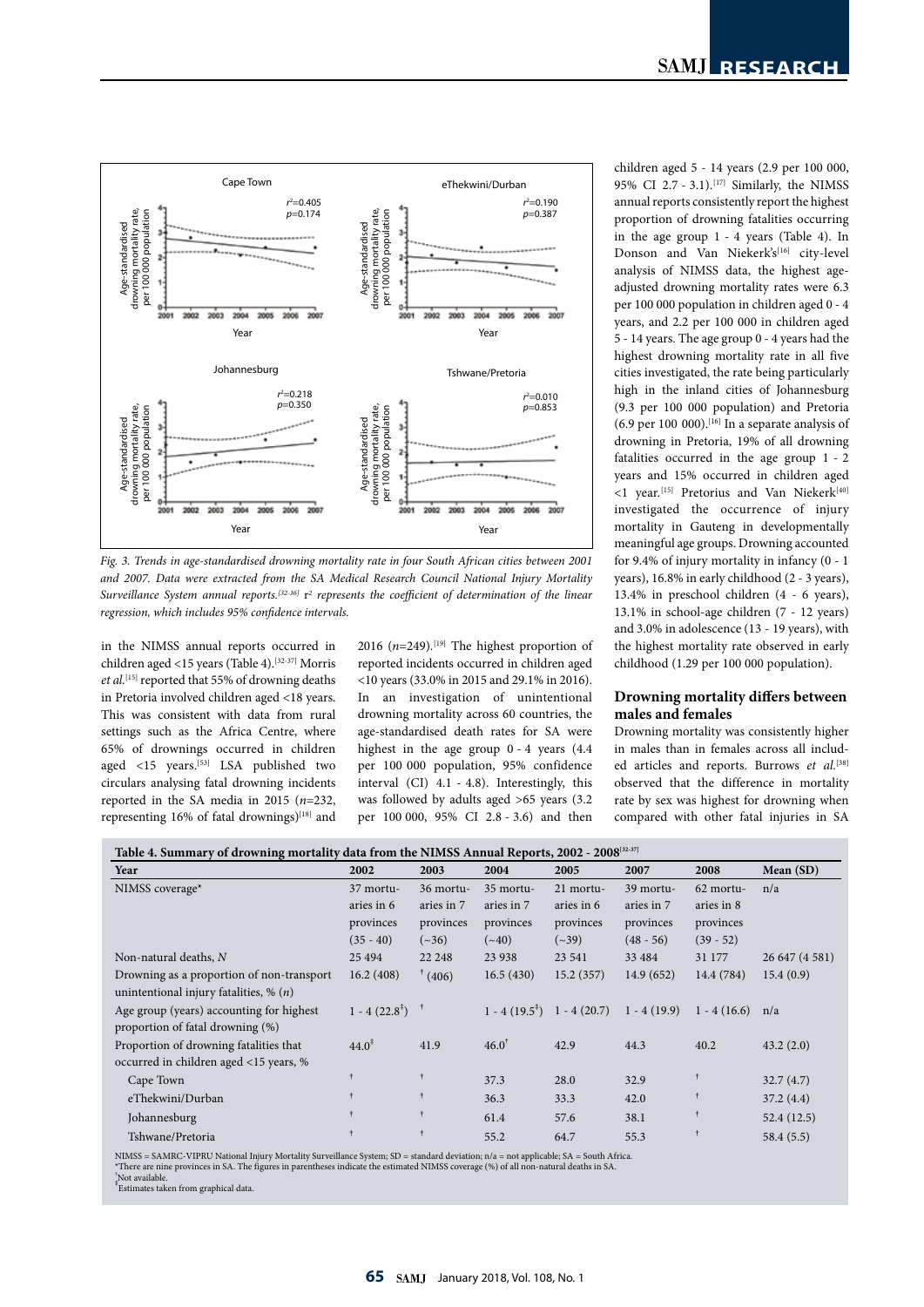Fig. 3. *Trends in age-standardised drowning mortality rate in four South African cities between 2001 and 2007. Data were extracted from the SA Medical Research Council National Injury Mortality Surveillance System annual reports.[32-36] $r^2$ represents the coefficient of determination of the linear regression, which includes 95% confidence intervals.*

in the NIMSS annual reports occurred in children aged <15 years (Table 4).[32-37] Morris *et al.*[15] reported that 55% of drowning deaths in Pretoria involved children aged <18 years. This was consistent with data from rural settings such as the Africa Centre, where 65% of drownings occurred in children aged <15 years.[53] LSA published two circulars analysing fatal drowning incidents reported in the SA media in 2015 ($n$=232, representing 16% of fatal drownings)[18] and 2016 ($n$=249).[19] The highest proportion of reported incidents occurred in children aged <10 years (33.0% in 2015 and 29.1% in 2016). In an investigation of unintentional drowning mortality across 60 countries, the age-standardised death rates for SA were highest in the age group 0 - 4 years (4.4 per 100 000 population, 95% confidence interval (CI) 4.1 - 4.8). Interestingly, this was followed by adults aged >65 years (3.2 per 100 000, 95% CI 2.8 - 3.6) and then children aged 5 - 14 years (2.9 per 100 000, 95% CI 2.7 - 3.1).[17] Similarly, the NIMSS annual reports consistently report the highest proportion of drowning fatalities occurring in the age group 1 - 4 years (Table 4). In Donson and Van Niekerk's[16] city-level analysis of NIMSS data, the highest age-adjusted drowning mortality rates were 6.3 per 100 000 population in children aged 0 - 4 years, and 2.2 per 100 000 in children aged 5 - 14 years. The age group 0 - 4 years had the highest drowning mortality rate in all five cities investigated, the rate being particularly high in the inland cities of Johannesburg (9.3 per 100 000 population) and Pretoria (6.9 per 100 000).[16] In a separate analysis of drowning in Pretoria, 19% of all drowning fatalities occurred in the age group 1 - 2 years and 15% occurred in children aged <1 year.[15] Pretorius and Van Niekerk[40] investigated the occurrence of injury mortality in Gauteng in developmentally meaningful age groups. Drowning accounted for 9.4% of injury mortality in infancy (0 - 1 years), 16.8% in early childhood (2 - 3 years), 13.4% in preschool children (4 - 6 years), 13.1% in school-age children (7 - 12 years) and 3.0% in adolescence (13 - 19 years), with the highest mortality rate observed in early childhood (1.29 per 100 000 population).

## Drowning mortality differs between males and females

Drowning mortality was consistently higher in males than in females across all included articles and reports. Burrows *et al.*[38] observed that the difference in mortality rate by sex was highest for drowning when compared with other fatal injuries in SA

**Table 4. Summary of drowning mortality data from the NIMSS Annual Reports, 2002 - 2008[32-37]**

| Year | 2002 | 2003 | 2004 | 2005 | 2007 | 2008 | Mean (SD) |
|---|---|---|---|---|---|---|---|
| NIMSS coverage* | 37 mortuaries in 6 provinces (35 - 40) | 36 mortuaries in 7 provinces (~36) | 35 mortuaries in 7 provinces (~40) | 21 mortuaries in 6 provinces (~39) | 39 mortuaries in 7 provinces (48 - 56) | 62 mortuaries in 8 provinces (39 - 52) | n/a |
| Non-natural deaths, $N$ | 25 494 | 22 248 | 23 938 | 23 541 | 33 484 | 31 177 | 26 647 (4 581) |
| Drowning as a proportion of non-transport unintentional injury fatalities, % ($n$) | 16.2 (408) | † (406) | 16.5 (430) | 15.2 (357) | 14.9 (652) | 14.4 (784) | 15.4 (0.9) |
| Age group (years) accounting for highest proportion of fatal drowning (%) | 1 - 4 (22.8‡) | † | 1 - 4 (19.5‡) | 1 - 4 (20.7) | 1 - 4 (19.9) | 1 - 4 (16.6) | n/a |
| Proportion of drowning fatalities that occurred in children aged <15 years, % | 44.0‡ | 41.9 | 46.0† | 42.9 | 44.3 | 40.2 | 43.2 (2.0) |
| Cape Town | † | † | 37.3 | 28.0 | 32.9 | † | 32.7 (4.7) |
| eThekwini/Durban | † | † | 36.3 | 33.3 | 42.0 | † | 37.2 (4.4) |
| Johannesburg | † | † | 61.4 | 57.6 | 38.1 | † | 52.4 (12.5) |
| Tshwane/Pretoria | † | † | 55.2 | 64.7 | 55.3 | † | 58.4 (5.5) |

NIMSS = SAMRC-VIPRU National Injury Mortality Surveillance System; SD = standard deviation; n/a = not applicable; SA = South Africa.
*There are nine provinces in SA. The figures in parentheses indicate the estimated NIMSS coverage (%) of all non-natural deaths in SA.
†Not available.
‡Estimates taken from graphical data.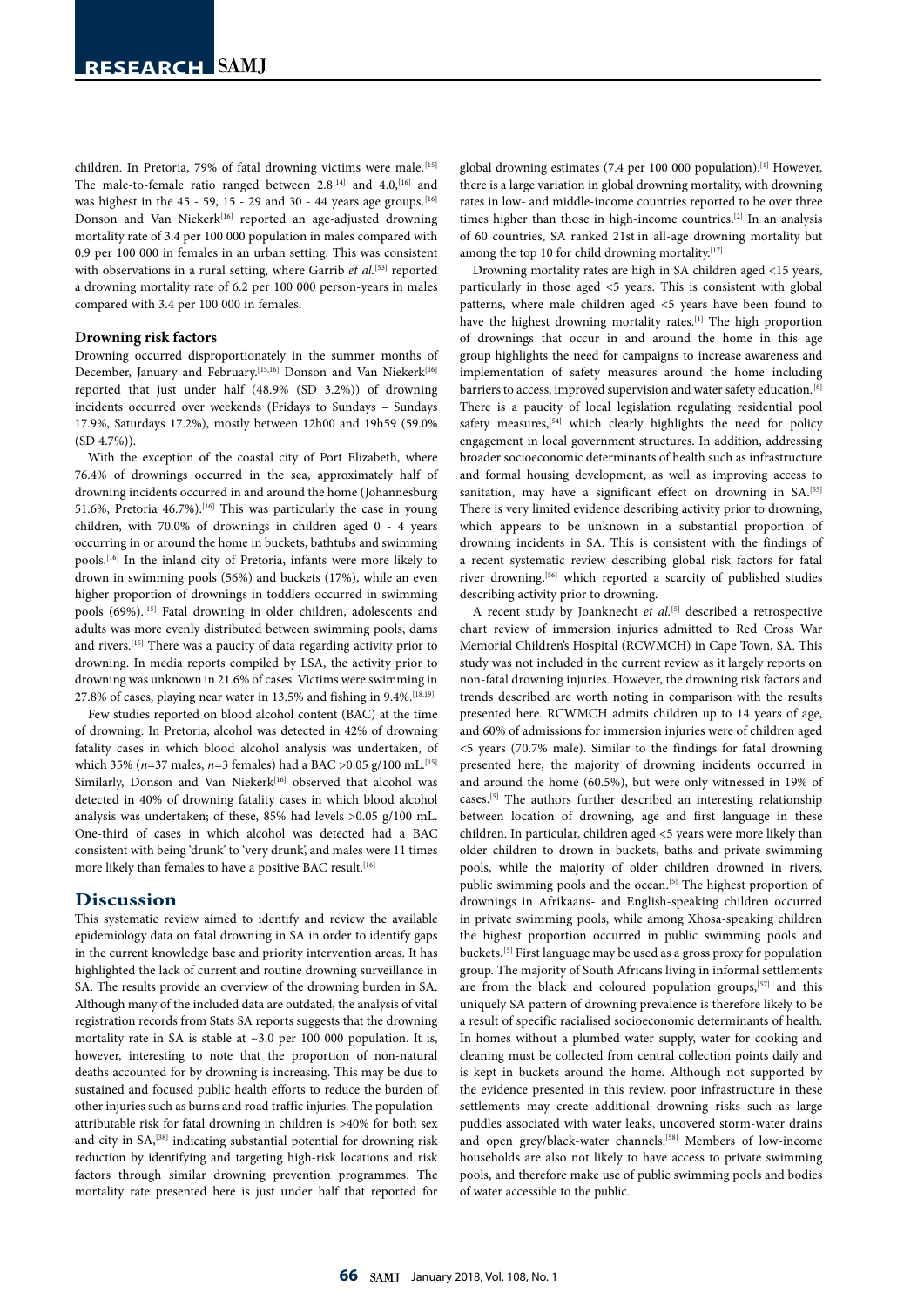children. In Pretoria, 79% of fatal drowning victims were male.[15] The male-to-female ratio ranged between 2.8[14] and 4.0,[16] and was highest in the 45 - 59, 15 - 29 and 30 - 44 years age groups.[16] Donson and Van Niekerk[16] reported an age-adjusted drowning mortality rate of 3.4 per 100 000 population in males compared with 0.9 per 100 000 in females in an urban setting. This was consistent with observations in a rural setting, where Garrib *et al.*[53] reported a drowning mortality rate of 6.2 per 100 000 person-years in males compared with 3.4 per 100 000 in females.

### Drowning risk factors

Drowning occurred disproportionately in the summer months of December, January and February.[15,16] Donson and Van Niekerk[16] reported that just under half (48.9% (SD 3.2%)) of drowning incidents occurred over weekends (Fridays to Sundays – Sundays 17.9%, Saturdays 17.2%), mostly between 12h00 and 19h59 (59.0% (SD 4.7%)).

With the exception of the coastal city of Port Elizabeth, where 76.4% of drownings occurred in the sea, approximately half of drowning incidents occurred in and around the home (Johannesburg 51.6%, Pretoria 46.7%).[16] This was particularly the case in young children, with 70.0% of drownings in children aged 0 - 4 years occurring in or around the home in buckets, bathtubs and swimming pools.[16] In the inland city of Pretoria, infants were more likely to drown in swimming pools (56%) and buckets (17%), while an even higher proportion of drownings in toddlers occurred in swimming pools (69%).[15] Fatal drowning in older children, adolescents and adults was more evenly distributed between swimming pools, dams and rivers.[15] There was a paucity of data regarding activity prior to drowning. In media reports compiled by LSA, the activity prior to drowning was unknown in 21.6% of cases. Victims were swimming in 27.8% of cases, playing near water in 13.5% and fishing in 9.4%.[18,19]

Few studies reported on blood alcohol content (BAC) at the time of drowning. In Pretoria, alcohol was detected in 42% of drowning fatality cases in which blood alcohol analysis was undertaken, of which 35% (*n*=37 males, *n*=3 females) had a BAC >0.05 g/100 mL.[15] Similarly, Donson and Van Niekerk[16] observed that alcohol was detected in 40% of drowning fatality cases in which blood alcohol analysis was undertaken; of these, 85% had levels >0.05 g/100 mL. One-third of cases in which alcohol was detected had a BAC consistent with being 'drunk' to 'very drunk', and males were 11 times more likely than females to have a positive BAC result.[16]

## Discussion

This systematic review aimed to identify and review the available epidemiology data on fatal drowning in SA in order to identify gaps in the current knowledge base and priority intervention areas. It has highlighted the lack of current and routine drowning surveillance in SA. The results provide an overview of the drowning burden in SA. Although many of the included data are outdated, the analysis of vital registration records from Stats SA reports suggests that the drowning mortality rate in SA is stable at ~3.0 per 100 000 population. It is, however, interesting to note that the proportion of non-natural deaths accounted for by drowning is increasing. This may be due to sustained and focused public health efforts to reduce the burden of other injuries such as burns and road traffic injuries. The population-attributable risk for fatal drowning in children is >40% for both sex and city in SA,[38] indicating substantial potential for drowning risk reduction by identifying and targeting high-risk locations and risk factors through similar drowning prevention programmes. The mortality rate presented here is just under half that reported for global drowning estimates (7.4 per 100 000 population).[1] However, there is a large variation in global drowning mortality, with drowning rates in low- and middle-income countries reported to be over three times higher than those in high-income countries.[2] In an analysis of 60 countries, SA ranked 21st in all-age drowning mortality but among the top 10 for child drowning mortality.[17]

Drowning mortality rates are high in SA children aged <15 years, particularly in those aged <5 years. This is consistent with global patterns, where male children aged <5 years have been found to have the highest drowning mortality rates.[1] The high proportion of drownings that occur in and around the home in this age group highlights the need for campaigns to increase awareness and implementation of safety measures around the home including barriers to access, improved supervision and water safety education.[8] There is a paucity of local legislation regulating residential pool safety measures,[54] which clearly highlights the need for policy engagement in local government structures. In addition, addressing broader socioeconomic determinants of health such as infrastructure and formal housing development, as well as improving access to sanitation, may have a significant effect on drowning in SA.[55] There is very limited evidence describing activity prior to drowning, which appears to be unknown in a substantial proportion of drowning incidents in SA. This is consistent with the findings of a recent systematic review describing global risk factors for fatal river drowning,[56] which reported a scarcity of published studies describing activity prior to drowning.

A recent study by Joanknecht *et al.*[5] described a retrospective chart review of immersion injuries admitted to Red Cross War Memorial Children's Hospital (RCWMCH) in Cape Town, SA. This study was not included in the current review as it largely reports on non-fatal drowning injuries. However, the drowning risk factors and trends described are worth noting in comparison with the results presented here. RCWMCH admits children up to 14 years of age, and 60% of admissions for immersion injuries were of children aged <5 years (70.7% male). Similar to the findings for fatal drowning presented here, the majority of drowning incidents occurred in and around the home (60.5%), but were only witnessed in 19% of cases.[5] The authors further described an interesting relationship between location of drowning, age and first language in these children. In particular, children aged <5 years were more likely than older children to drown in buckets, baths and private swimming pools, while the majority of older children drowned in rivers, public swimming pools and the ocean.[5] The highest proportion of drownings in Afrikaans- and English-speaking children occurred in private swimming pools, while among Xhosa-speaking children the highest proportion occurred in public swimming pools and buckets.[5] First language may be used as a gross proxy for population group. The majority of South Africans living in informal settlements are from the black and coloured population groups,[57] and this uniquely SA pattern of drowning prevalence is therefore likely to be a result of specific racialised socioeconomic determinants of health. In homes without a plumbed water supply, water for cooking and cleaning must be collected from central collection points daily and is kept in buckets around the home. Although not supported by the evidence presented in this review, poor infrastructure in these settlements may create additional drowning risks such as large puddles associated with water leaks, uncovered storm-water drains and open grey/black-water channels.[58] Members of low-income households are also not likely to have access to private swimming pools, and therefore make use of public swimming pools and bodies of water accessible to the public.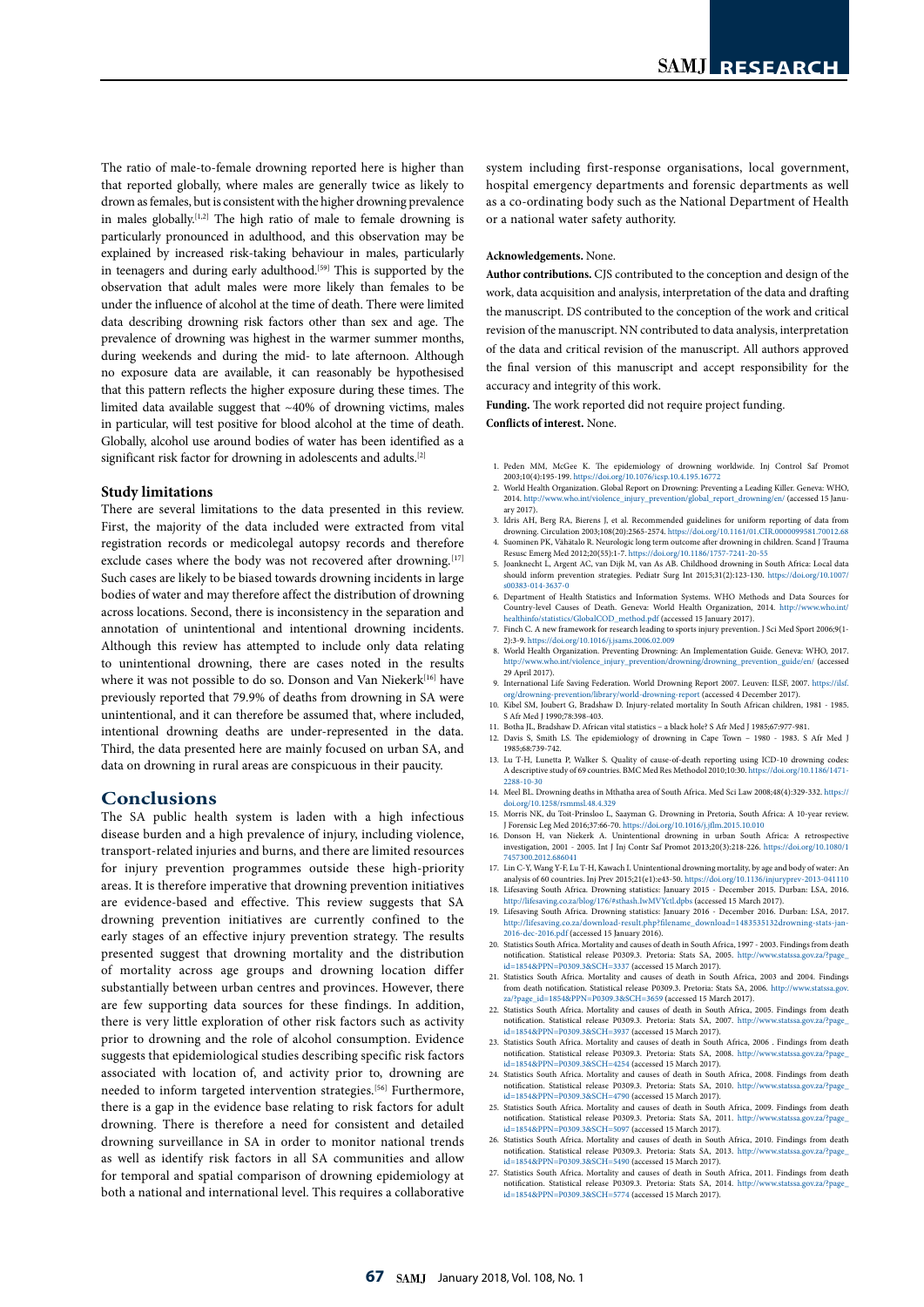The ratio of male-to-female drowning reported here is higher than that reported globally, where males are generally twice as likely to drown as females, but is consistent with the higher drowning prevalence in males globally.[1,2] The high ratio of male to female drowning is particularly pronounced in adulthood, and this observation may be explained by increased risk-taking behaviour in males, particularly in teenagers and during early adulthood.[59] This is supported by the observation that adult males were more likely than females to be under the influence of alcohol at the time of death. There were limited data describing drowning risk factors other than sex and age. The prevalence of drowning was highest in the warmer summer months, during weekends and during the mid- to late afternoon. Although no exposure data are available, it can reasonably be hypothesised that this pattern reflects the higher exposure during these times. The limited data available suggest that ~40% of drowning victims, males in particular, will test positive for blood alcohol at the time of death. Globally, alcohol use around bodies of water has been identified as a significant risk factor for drowning in adolescents and adults.[2]

### Study limitations

There are several limitations to the data presented in this review. First, the majority of the data included were extracted from vital registration records or medicolegal autopsy records and therefore exclude cases where the body was not recovered after drowning.[17] Such cases are likely to be biased towards drowning incidents in large bodies of water and may therefore affect the distribution of drowning across locations. Second, there is inconsistency in the separation and annotation of unintentional and intentional drowning incidents. Although this review has attempted to include only data relating to unintentional drowning, there are cases noted in the results where it was not possible to do so. Donson and Van Niekerk[16] have previously reported that 79.9% of deaths from drowning in SA were unintentional, and it can therefore be assumed that, where included, intentional drowning deaths are under-represented in the data. Third, the data presented here are mainly focused on urban SA, and data on drowning in rural areas are conspicuous in their paucity.

## Conclusions

The SA public health system is laden with a high infectious disease burden and a high prevalence of injury, including violence, transport-related injuries and burns, and there are limited resources for injury prevention programmes outside these high-priority areas. It is therefore imperative that drowning prevention initiatives are evidence-based and effective. This review suggests that SA drowning prevention initiatives are currently confined to the early stages of an effective injury prevention strategy. The results presented suggest that drowning mortality and the distribution of mortality across age groups and drowning location differ substantially between urban centres and provinces. However, there are few supporting data sources for these findings. In addition, there is very little exploration of other risk factors such as activity prior to drowning and the role of alcohol consumption. Evidence suggests that epidemiological studies describing specific risk factors associated with location of, and activity prior to, drowning are needed to inform targeted intervention strategies.[56] Furthermore, there is a gap in the evidence base relating to risk factors for adult drowning. There is therefore a need for consistent and detailed drowning surveillance in SA in order to monitor national trends as well as identify risk factors in all SA communities and allow for temporal and spatial comparison of drowning epidemiology at both a national and international level. This requires a collaborative system including first-response organisations, local government, hospital emergency departments and forensic departments as well as a co-ordinating body such as the National Department of Health or a national water safety authority.

**Acknowledgements.** None.

**Author contributions.** CJS contributed to the conception and design of the work, data acquisition and analysis, interpretation of the data and drafting the manuscript. DS contributed to the conception of the work and critical revision of the manuscript. NN contributed to data analysis, interpretation of the data and critical revision of the manuscript. All authors approved the final version of this manuscript and accept responsibility for the accuracy and integrity of this work.

**Funding.** The work reported did not require project funding.

**Conflicts of interest.** None.

1. Peden MM, McGee K. The epidemiology of drowning worldwide. Inj Control Saf Promot 2003;10(4):195-199. https://doi.org/10.1076/icsp.10.4.195.16772
2. World Health Organization. Global Report on Drowning: Preventing a Leading Killer. Geneva: WHO, 2014. http://www.who.int/violence_injury_prevention/global_report_drowning/en/ (accessed 15 January 2017).
3. Idris AH, Berg RA, Bierens J, et al. Recommended guidelines for uniform reporting of data from drowning. Circulation 2003;108(20):2565-2574. https://doi.org/10.1161/01.CIR.0000099581.70012.68
4. Suominen PK, Vähätalo R. Neurologic long term outcome after drowning in children. Scand J Trauma Resusc Emerg Med 2012;20(55):1-7. https://doi.org/10.1186/1757-7241-20-55
5. Joanknecht L, Argent AC, van Dijk M, van As AB. Childhood drowning in South Africa: Local data should inform prevention strategies. Pediatr Surg Int 2015;31(2):123-130. https://doi.org/10.1007/s00383-014-3637-0
6. Department of Health Statistics and Information Systems. WHO Methods and Data Sources for Country-level Causes of Death. Geneva: World Health Organization, 2014. http://www.who.int/healthinfo/statistics/GlobalCOD_method.pdf (accessed 15 January 2017).
7. Finch C. A new framework for research leading to sports injury prevention. J Sci Med Sport 2006;9(1-2):3-9. https://doi.org/10.1016/j.jsams.2006.02.009
8. World Health Organization. Preventing Drowning: An Implementation Guide. Geneva: WHO, 2017. http://www.who.int/violence_injury_prevention/drowning/drowning_prevention_guide/en/ (accessed 29 April 2017).
9. International Life Saving Federation. World Drowning Report 2007. Leuven: ILSF, 2007. https://ilsf.org/drowning-prevention/library/world-drowning-report (accessed 4 December 2017).
10. Kibel SM, Joubert G, Bradshaw D. Injury-related mortality In South African children, 1981 - 1985. S Afr Med J 1990;78:398-403.
11. Botha JL, Bradshaw D. African vital statistics – a black hole? S Afr Med J 1985;67:977-981.
12. Davis S, Smith LS. The epidemiology of drowning in Cape Town – 1980 - 1983. S Afr Med J 1985;68:739-742.
13. Lu T-H, Lunetta P, Walker S. Quality of cause-of-death reporting using ICD-10 drowning codes: A descriptive study of 69 countries. BMC Med Res Methodol 2010;10:30. https://doi.org/10.1186/1471-2288-10-30
14. Meel BL. Drowning deaths in Mthatha area of South Africa. Med Sci Law 2008;48(4):329-332. https://doi.org/10.1258/rsmmsl.48.4.329
15. Morris NK, du Toit-Prinsloo L, Saayman G. Drowning in Pretoria, South Africa: A 10-year review. J Forensic Leg Med 2016;37:66-70. https://doi.org/10.1016/j.jflm.2015.10.010
16. Donson H, van Niekerk A. Unintentional drowning in urban South Africa: A retrospective investigation, 2001 - 2005. Int J Inj Contr Saf Promot 2013;20(3):218-226. https://doi.org/10.1080/17457300.2012.686041
17. Lin C-Y, Wang Y-F, Lu T-H, Kawach I. Unintentional drowning mortality, by age and body of water: An analysis of 60 countries. Inj Prev 2015;21(e1):e43-50. https://doi.org/10.1136/injuryprev-2013-041110
18. Lifesaving South Africa. Drowning statistics: January 2015 - December 2015. Durban: LSA, 2016. http://lifesaving.co.za/blog/176/#sthash.IwMVYctl.dpbs (accessed 15 March 2017).
19. Lifesaving South Africa. Drowning statistics: January 2016 - December 2016. Durban: LSA, 2017. http://lifesaving.co.za/download-result.php?filename_download=1483535132drowning-stats-jan-2016-dec-2016.pdf (accessed 15 January 2016).
20. Statistics South Africa. Mortality and causes of death in South Africa, 1997 - 2003. Findings from death notification. Statistical release P0309.3. Pretoria: Stats SA, 2005. http://www.statssa.gov.za/?page_id=1854&PPN=P0309.3&SCH=3337 (accessed 15 March 2017).
21. Statistics South Africa. Mortality and causes of death in South Africa, 2003 and 2004. Findings from death notification. Statistical release P0309.3. Pretoria: Stats SA, 2006. http://www.statssa.gov.za/?page_id=1854&PPN=P0309.3&SCH=3659 (accessed 15 March 2017).
22. Statistics South Africa. Mortality and causes of death in South Africa, 2005. Findings from death notification. Statistical release P0309.3. Pretoria: Stats SA, 2007. http://www.statssa.gov.za/?page_id=1854&PPN=P0309.3&SCH=3937 (accessed 15 March 2017).
23. Statistics South Africa. Mortality and causes of death in South Africa, 2006 . Findings from death notification. Statistical release P0309.3. Pretoria: Stats SA, 2008. http://www.statssa.gov.za/?page_id=1854&PPN=P0309.3&SCH=4254 (accessed 15 March 2017).
24. Statistics South Africa. Mortality and causes of death in South Africa, 2008. Findings from death notification. Statistical release P0309.3. Pretoria: Stats SA, 2010. http://www.statssa.gov.za/?page_id=1854&PPN=P0309.3&SCH=4790 (accessed 15 March 2017).
25. Statistics South Africa. Mortality and causes of death in South Africa, 2009. Findings from death notification. Statistical release P0309.3. Pretoria: Stats SA, 2011. http://www.statssa.gov.za/?page_id=1854&PPN=P0309.3&SCH=5097 (accessed 15 March 2017).
26. Statistics South Africa. Mortality and causes of death in South Africa, 2010. Findings from death notification. Statistical release P0309.3. Pretoria: Stats SA, 2013. http://www.statssa.gov.za/?page_id=1854&PPN=P0309.3&SCH=5490 (accessed 15 March 2017).
27. Statistics South Africa. Mortality and causes of death in South Africa, 2011. Findings from death notification. Statistical release P0309.3. Pretoria: Stats SA, 2014. http://www.statssa.gov.za/?page_id=1854&PPN=P0309.3&SCH=5774 (accessed 15 March 2017).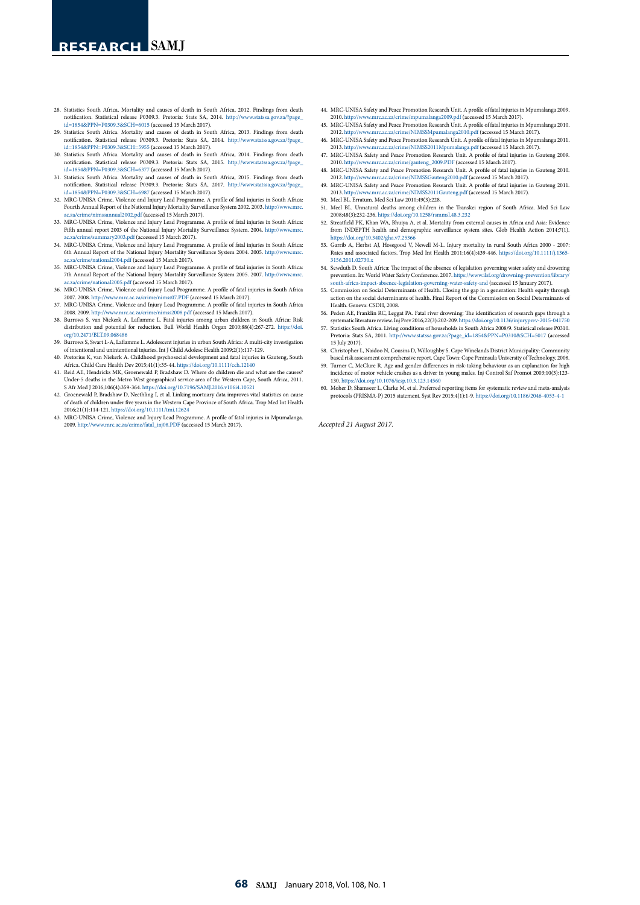28. Statistics South Africa. Mortality and causes of death in South Africa, 2012. Findings from death notification. Statistical release P0309.3. Pretoria: Stats SA, 2014. http://www.statssa.gov.za/?page_id=1854&PPN=P0309.3&SCH=6015 (accessed 15 March 2017).
29. Statistics South Africa. Mortality and causes of death in South Africa, 2013. Findings from death notification. Statistical release P0309.3. Pretoria: Stats SA, 2014. http://www.statssa.gov.za/?page_id=1854&PPN=P0309.3&SCH=5955 (accessed 15 March 2017).
30. Statistics South Africa. Mortality and causes of death in South Africa, 2014. Findings from death notification. Statistical release P0309.3. Pretoria: Stats SA, 2015. http://www.statssa.gov.za/?page_id=1854&PPN=P0309.3&SCH=6377 (accessed 15 March 2017).
31. Statistics South Africa. Mortality and causes of death in South Africa, 2015. Findings from death notification. Statistical release P0309.3. Pretoria: Stats SA, 2017. http://www.statssa.gov.za/?page_id=1854&PPN=P0309.3&SCH=6987 (accessed 15 March 2017).
32. MRC-UNISA Crime, Violence and Injury Lead Programme. A profile of fatal injuries in South Africa: Fourth Annual Report of the National Injury Mortality Surveillance System 2002. 2003. http://www.mrc.ac.za/crime/nimssannual2002.pdf (accessed 15 March 2017).
33. MRC-UNISA Crime, Violence and Injury Lead Programme. A profile of fatal injuries in South Africa: Fifth annual report 2003 of the National Injury Mortality Surveillance System. 2004. http://www.mrc.ac.za/crime/summary2003.pdf (accessed 15 March 2017).
34. MRC-UNISA Crime, Violence and Injury Lead Programme. A profile of fatal injuries in South Africa: 6th Annual Report of the National Injury Mortality Surveillance System 2004. 2005. http://www.mrc.ac.za/crime/national2004.pdf (accessed 15 March 2017).
35. MRC-UNISA Crime, Violence and Injury Lead Programme. A profile of fatal injuries in South Africa: 7th Annual Report of the National Injury Mortality Surveillance System 2005. 2007. http://www.mrc.ac.za/crime/national2005.pdf (accessed 15 March 2017).
36. MRC-UNISA Crime, Violence and Injury Lead Programme. A profile of fatal injuries in South Africa 2007. 2008. http://www.mrc.ac.za/crime/nimss07.PDF (accessed 15 March 2017).
37. MRC-UNISA Crime, Violence and Injury Lead Programme. A profile of fatal injuries in South Africa 2008. 2009. http://www.mrc.ac.za/crime/nimss2008.pdf (accessed 15 March 2017).
38. Burrows S, van Niekerk A, Laflamme L. Fatal injuries among urban children in South Africa: Risk distribution and potential for reduction. Bull World Health Organ 2010;88(4):267-272. https://doi.org/10.2471/BLT.09.068486
39. Burrows S, Swart L-A, Laflamme L. Adolescent injuries in urban South Africa: A multi-city investigation of intentional and unintentional injuries. Int J Child Adolesc Health 2009;2(1):117-129.
40. Pretorius K, van Niekerk A. Childhood psychosocial development and fatal injuries in Gauteng, South Africa. Child Care Health Dev 2015;41(1):35-44. https://doi.org/10.1111/cch.12140
41. Reid AE, Hendricks MK, Groenewald P, Bradshaw D. Where do children die and what are the causes? Under-5 deaths in the Metro West geographical service area of the Western Cape, South Africa, 2011. S Afr Med J 2016;106(4):359-364. https://doi.org/10.7196/SAMJ.2016.v106i4.10521
42. Groenewald P, Bradshaw D, Neethling I, et al. Linking mortuary data improves vital statistics on cause of death of children under five years in the Western Cape Province of South Africa. Trop Med Int Health 2016;21(1):114-121. https://doi.org/10.1111/tmi.12624
43. MRC-UNISA Crime, Violence and Injury Lead Programme. A profile of fatal injuries in Mpumalanga. 2009. http://www.mrc.ac.za/crime/fatal_inj08.PDF (accessed 15 March 2017).
44. MRC-UNISA Safety and Peace Promotion Research Unit. A profile of fatal injuries in Mpumalanga 2009. 2010. http://www.mrc.ac.za/crime/mpumalanga2009.pdf (accessed 15 March 2017).
45. MRC-UNISA Safety and Peace Promotion Research Unit. A profile of fatal injuries in Mpumalanga 2010. 2012. http://www.mrc.ac.za/crime/NIMSSMpumalanga2010.pdf (accessed 15 March 2017).
46. MRC-UNISA Safety and Peace Promotion Research Unit. A profile of fatal injuries in Mpumalanga 2011. 2013. http://www.mrc.ac.za/crime/NIMSS2011Mpumalanga.pdf (accessed 15 March 2017).
47. MRC-UNISA Safety and Peace Promotion Research Unit. A profile of fatal injuries in Gauteng 2009. 2010. http://www.mrc.ac.za/crime/gauteng_2009.PDF (accessed 15 March 2017).
48. MRC-UNISA Safety and Peace Promotion Research Unit. A profile of fatal injuries in Gauteng 2010. 2012. http://www.mrc.ac.za/crime/NIMSSGauteng2010.pdf (accessed 15 March 2017).
49. MRC-UNISA Safety and Peace Promotion Research Unit. A profile of fatal injuries in Gauteng 2011. 2013. http://www.mrc.ac.za/crime/NIMSS2011Gauteng.pdf (accessed 15 March 2017).
50. Meel BL. Erratum. Med Sci Law 2010;49(3):228.
51. Meel BL. Unnatural deaths among children in the Transkei region of South Africa. Med Sci Law 2008;48(3):232-236. https://doi.org/10.1258/rsmmsl.48.3.232
52. Streatfield PK, Khan WA, Bhuiya A, et al. Mortality from external causes in Africa and Asia: Evidence from INDEPTH health and demographic surveillance system sites. Glob Health Action 2014;7(1). https://doi.org/10.3402/gha.v7.25366
53. Garrib A, Herbst AJ, Hosegood V, Newell M-L. Injury mortality in rural South Africa 2000 - 2007: Rates and associated factors. Trop Med Int Health 2011;16(4):439-446. https://doi.org/10.1111/j.1365-3156.2011.02730.x
54. Sewduth D. South Africa: The impact of the absence of legislation governing water safety and drowning prevention. In: World Water Safety Conference. 2007. https://www.ilsf.org/drowning-prevention/library/south-africa-impact-absence-legislation-governing-water-safety-and (accessed 15 January 2017).
55. Commission on Social Determinants of Health. Closing the gap in a generation: Health equity through action on the social determinants of health. Final Report of the Commission on Social Determinants of Health. Geneva: CSDH, 2008.
56. Peden AE, Franklin RC, Leggat PA. Fatal river drowning: The identification of research gaps through a systematic literature review. Inj Prev 2016;22(3):202-209. https://doi.org/10.1136/injuryprev-2015-041750
57. Statistics South Africa. Living conditions of households in South Africa 2008/9. Statistical release P0310. Pretoria: Stats SA, 2011. http://www.statssa.gov.za/?page_id=1854&PPN=P0310&SCH=5017 (accessed 15 July 2017).
58. Christopher L, Naidoo N, Cousins D, Willoughby S. Cape Winelands District Municipality: Community based risk assessment comprehensive report. Cape Town: Cape Peninsula University of Technology, 2008.
59. Turner C, McClure R. Age and gender differences in risk-taking behaviour as an explanation for high incidence of motor vehicle crashes as a driver in young males. Inj Control Saf Promot 2003;10(3):123-130. https://doi.org/10.1076/icsp.10.3.123.14560
60. Moher D, Shamseer L, Clarke M, et al. Preferred reporting items for systematic review and meta-analysis protocols (PRISMA-P) 2015 statement. Syst Rev 2015;4(1):1-9. https://doi.org/10.1186/2046-4053-4-1

*Accepted 21 August 2017.*